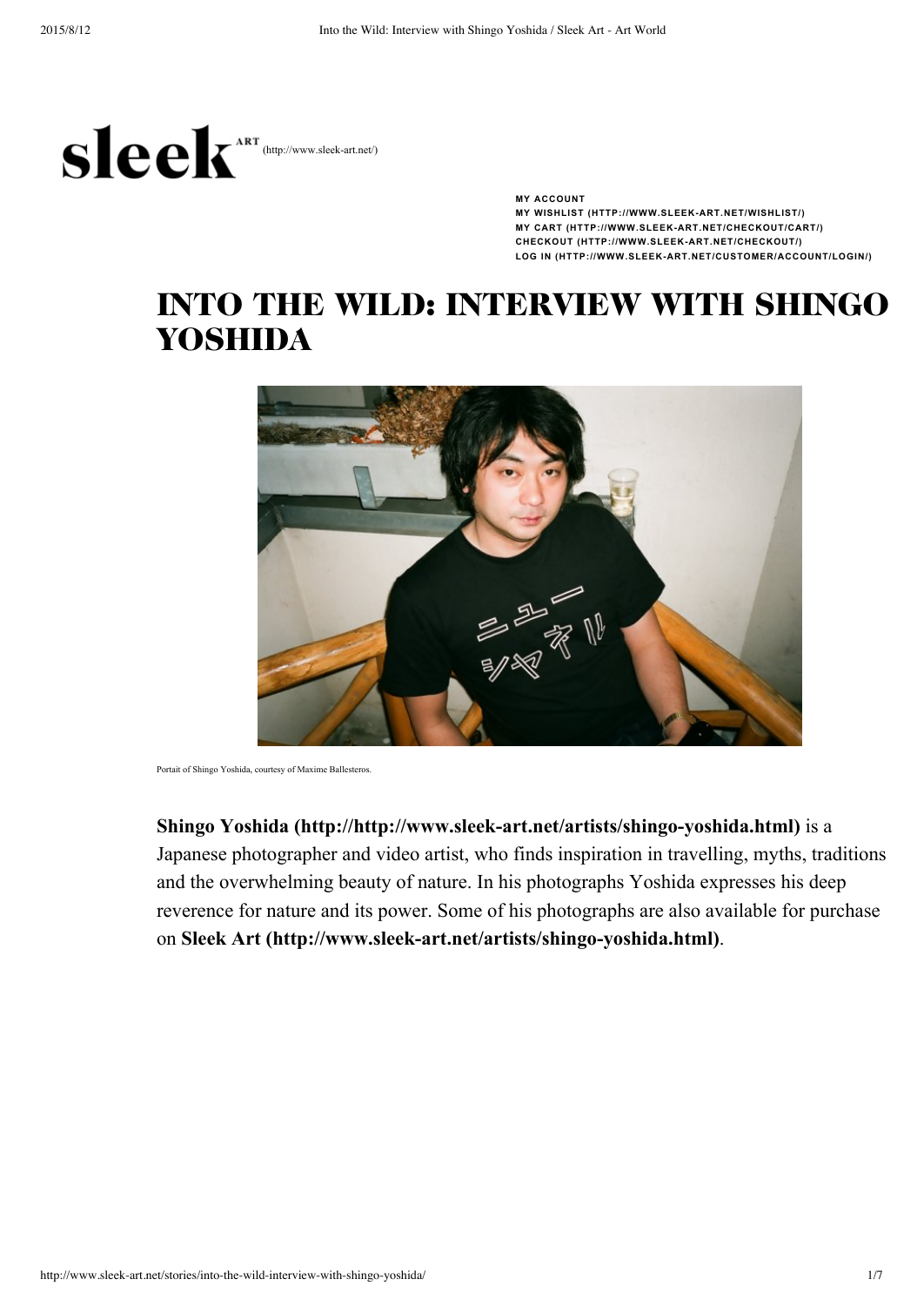sleek ART (http://www.sleek-art.net/)

**MY ACCOUNT**
**MY WISHLIST (HTTP://WWW.SLEEK-ART.NET/WISHLIST/)**
**MY CART (HTTP://WWW.SLEEK-ART.NET/CHECKOUT/CART/)**
**CHECKOUT (HTTP://WWW.SLEEK-ART.NET/CHECKOUT/)**
**LOG IN (HTTP://WWW.SLEEK-ART.NET/CUSTOMER/ACCOUNT/LOGIN/)**

# INTO THE WILD: INTERVIEW WITH SHINGO YOSHIDA

Portait of Shingo Yoshida, courtesy of Maxime Ballesteros.

**Shingo Yoshida (http://http://www.sleek-art.net/artists/shingo-yoshida.html)** is a Japanese photographer and video artist, who finds inspiration in travelling, myths, traditions and the overwhelming beauty of nature. In his photographs Yoshida expresses his deep reverence for nature and its power. Some of his photographs are also available for purchase on **Sleek Art (http://www.sleek-art.net/artists/shingo-yoshida.html)**.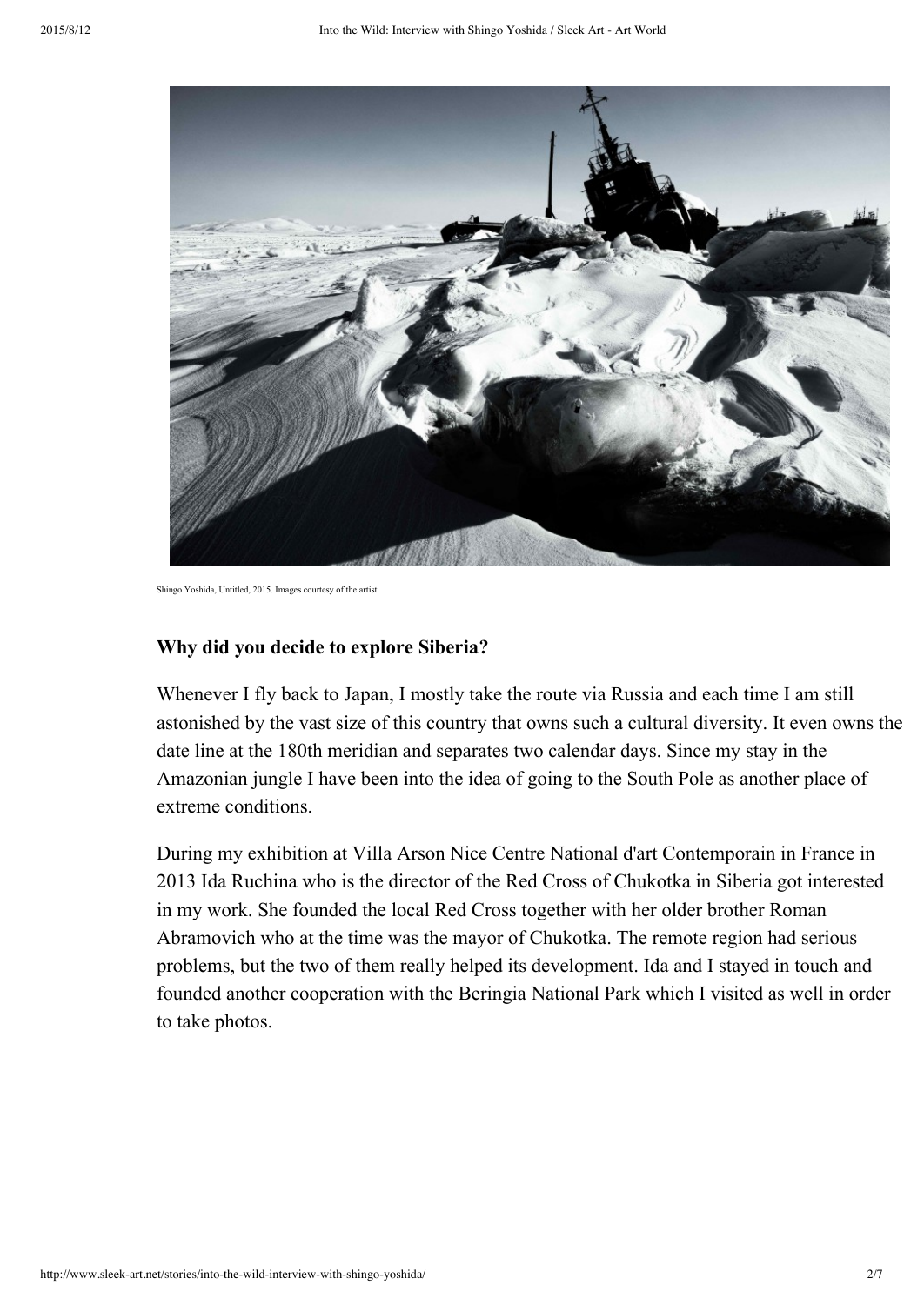Shingo Yoshida, Untitled, 2015. Images courtesy of the artist

**Why did you decide to explore Siberia?**

Whenever I fly back to Japan, I mostly take the route via Russia and each time I am still astonished by the vast size of this country that owns such a cultural diversity. It even owns the date line at the 180th meridian and separates two calendar days. Since my stay in the Amazonian jungle I have been into the idea of going to the South Pole as another place of extreme conditions.

During my exhibition at Villa Arson Nice Centre National d'art Contemporain in France in 2013 Ida Ruchina who is the director of the Red Cross of Chukotka in Siberia got interested in my work. She founded the local Red Cross together with her older brother Roman Abramovich who at the time was the mayor of Chukotka. The remote region had serious problems, but the two of them really helped its development. Ida and I stayed in touch and founded another cooperation with the Beringia National Park which I visited as well in order to take photos.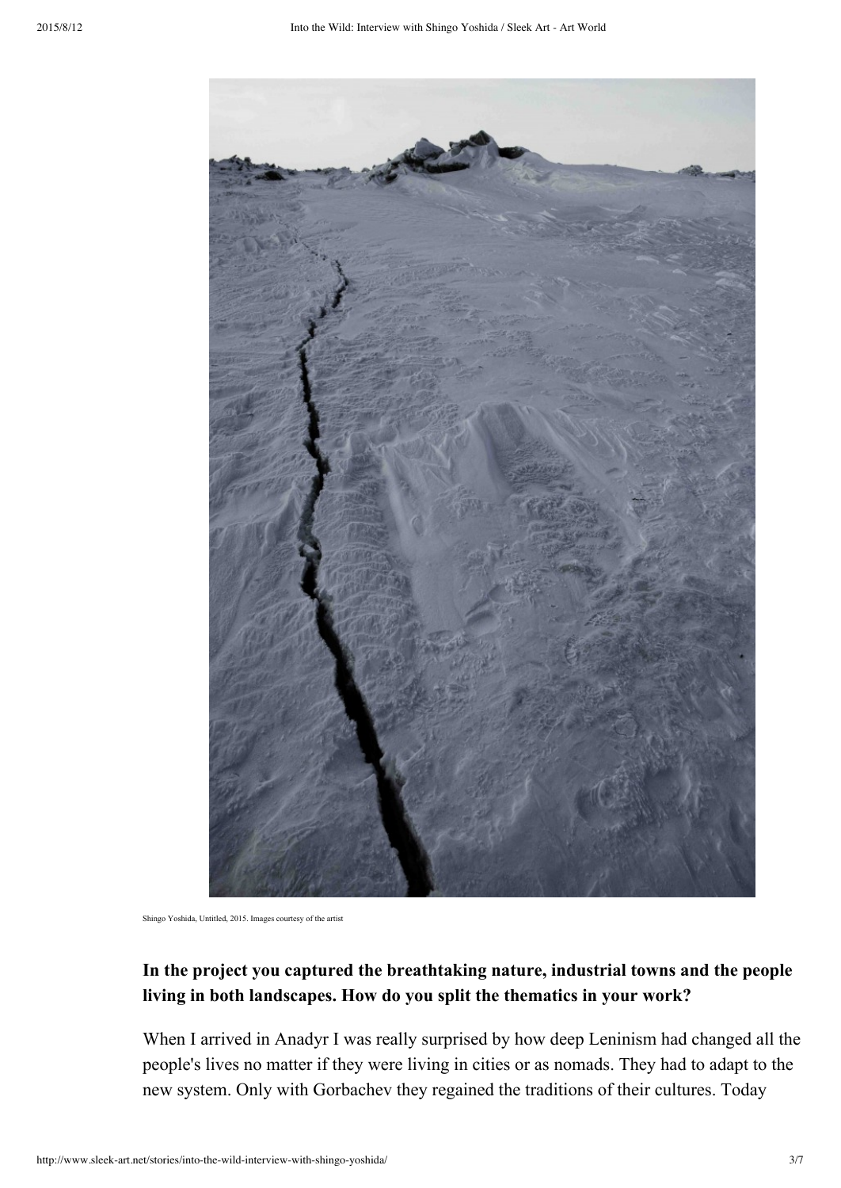Shingo Yoshida, Untitled, 2015. Images courtesy of the artist

**In the project you captured the breathtaking nature, industrial towns and the people living in both landscapes. How do you split the thematics in your work?**

When I arrived in Anadyr I was really surprised by how deep Leninism had changed all the people's lives no matter if they were living in cities or as nomads. They had to adapt to the new system. Only with Gorbachev they regained the traditions of their cultures. Today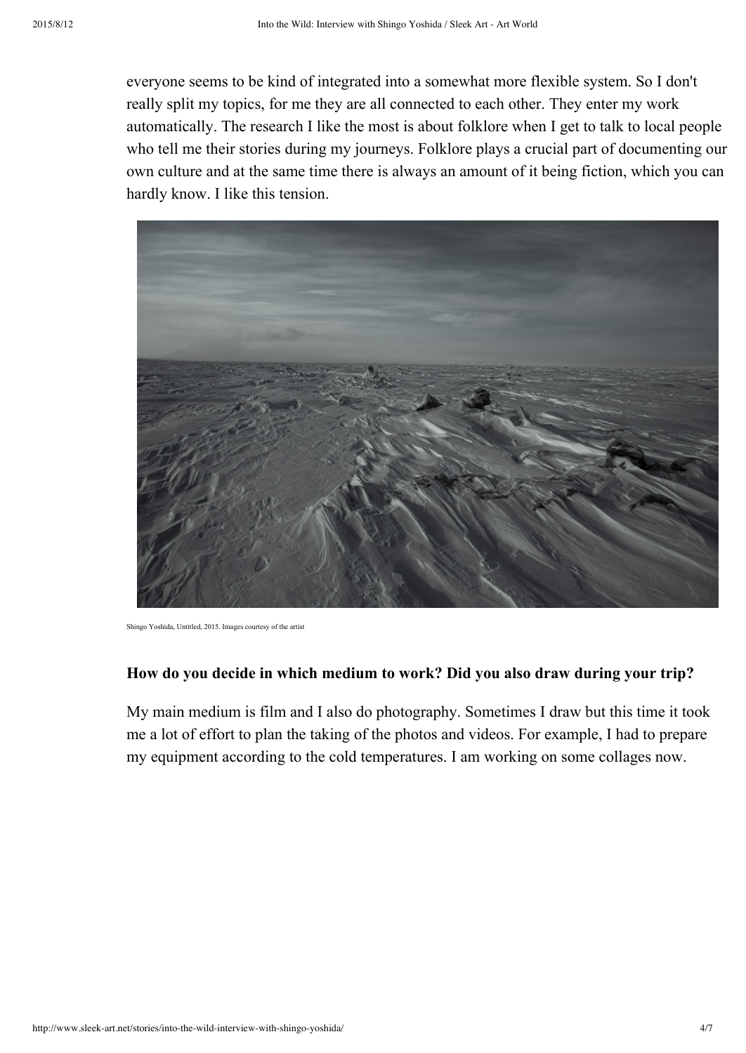everyone seems to be kind of integrated into a somewhat more flexible system. So I don't really split my topics, for me they are all connected to each other. They enter my work automatically. The research I like the most is about folklore when I get to talk to local people who tell me their stories during my journeys. Folklore plays a crucial part of documenting our own culture and at the same time there is always an amount of it being fiction, which you can hardly know. I like this tension.

Shingo Yoshida, Untitled, 2015. Images courtesy of the artist

### How do you decide in which medium to work? Did you also draw during your trip?

My main medium is film and I also do photography. Sometimes I draw but this time it took me a lot of effort to plan the taking of the photos and videos. For example, I had to prepare my equipment according to the cold temperatures. I am working on some collages now.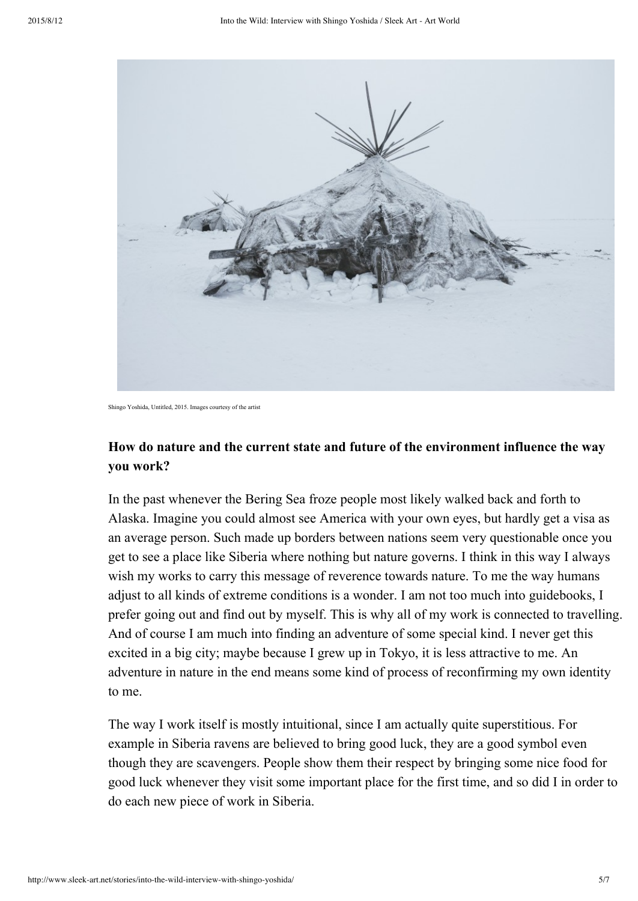Shingo Yoshida, Untitled, 2015. Images courtesy of the artist

### How do nature and the current state and future of the environment influence the way you work?

In the past whenever the Bering Sea froze people most likely walked back and forth to Alaska. Imagine you could almost see America with your own eyes, but hardly get a visa as an average person. Such made up borders between nations seem very questionable once you get to see a place like Siberia where nothing but nature governs. I think in this way I always wish my works to carry this message of reverence towards nature. To me the way humans adjust to all kinds of extreme conditions is a wonder. I am not too much into guidebooks, I prefer going out and find out by myself. This is why all of my work is connected to travelling. And of course I am much into finding an adventure of some special kind. I never get this excited in a big city; maybe because I grew up in Tokyo, it is less attractive to me. An adventure in nature in the end means some kind of process of reconfirming my own identity to me.

The way I work itself is mostly intuitional, since I am actually quite superstitious. For example in Siberia ravens are believed to bring good luck, they are a good symbol even though they are scavengers. People show them their respect by bringing some nice food for good luck whenever they visit some important place for the first time, and so did I in order to do each new piece of work in Siberia.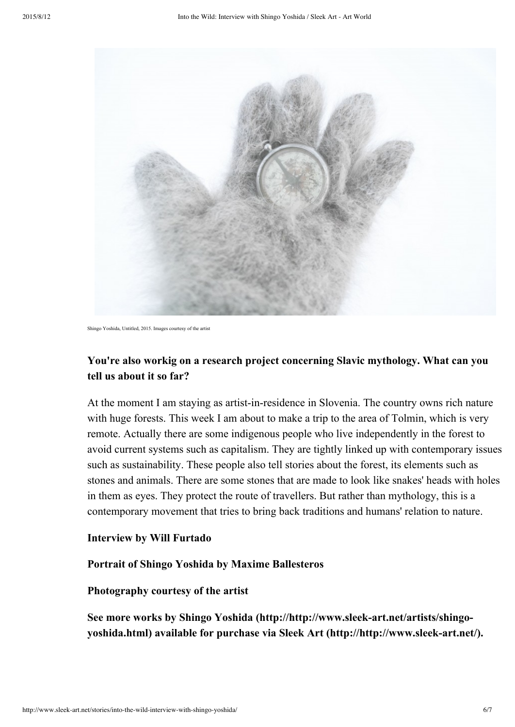Shingo Yoshida, Untitled, 2015. Images courtesy of the artist

**You're also workig on a research project concerning Slavic mythology. What can you tell us about it so far?**

At the moment I am staying as artist-in-residence in Slovenia. The country owns rich nature with huge forests. This week I am about to make a trip to the area of Tolmin, which is very remote. Actually there are some indigenous people who live independently in the forest to avoid current systems such as capitalism. They are tightly linked up with contemporary issues such as sustainability. These people also tell stories about the forest, its elements such as stones and animals. There are some stones that are made to look like snakes' heads with holes in them as eyes. They protect the route of travellers. But rather than mythology, this is a contemporary movement that tries to bring back traditions and humans' relation to nature.

**Interview by Will Furtado**

**Portrait of Shingo Yoshida by Maxime Ballesteros**

**Photography courtesy of the artist**

**See more works by Shingo Yoshida (http://http://www.sleek-art.net/artists/shingo-yoshida.html) available for purchase via Sleek Art (http://http://www.sleek-art.net/).**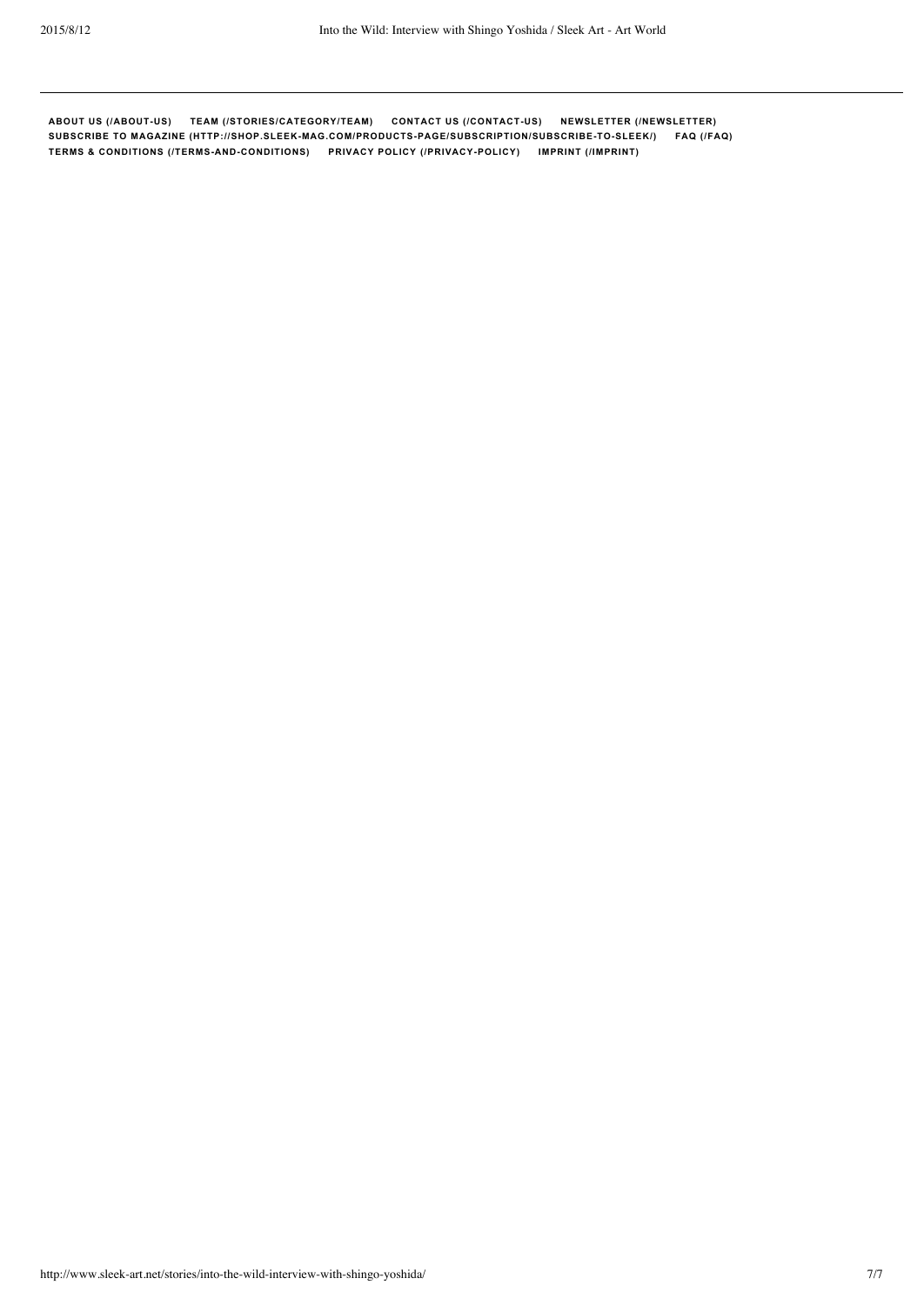ABOUT US (/ABOUT-US) TEAM (/STORIES/CATEGORY/TEAM) CONTACT US (/CONTACT-US) NEWSLETTER (/NEWSLETTER)
SUBSCRIBE TO MAGAZINE (HTTP://SHOP.SLEEK-MAG.COM/PRODUCTS-PAGE/SUBSCRIPTION/SUBSCRIBE-TO-SLEEK/) FAQ (/FAQ)
TERMS & CONDITIONS (/TERMS-AND-CONDITIONS) PRIVACY POLICY (/PRIVACY-POLICY) IMPRINT (/IMPRINT)